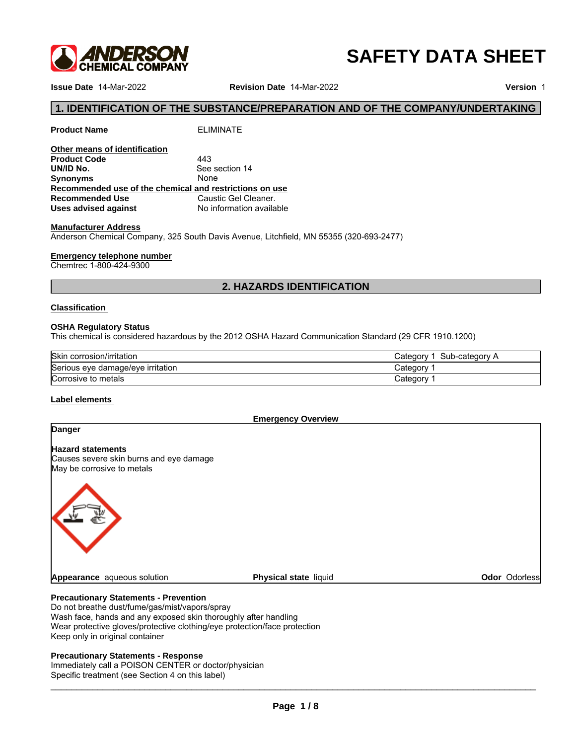# SAFETY DATA SHEET

**Issue Date** 14-Mar-2022 **Revision Date** 14-Mar-2022 **Version** 1

## 1. IDENTIFICATION OF THE SUBSTANCE/PREPARATION AND OF THE COMPANY/UNDERTAKING

**Product Name** ELIMINATE

**Other means of identification**

**Product Code** 443
**UN/ID No.** See section 14
**Synonyms** None

**Recommended use of the chemical and restrictions on use**

**Recommended Use** Caustic Gel Cleaner.
**Uses advised against** No information available

**Manufacturer Address**

Anderson Chemical Company, 325 South Davis Avenue, Litchfield, MN 55355 (320-693-2477)

**Emergency telephone number**

Chemtrec 1-800-424-9300

## 2. HAZARDS IDENTIFICATION

**Classification**

**OSHA Regulatory Status**

This chemical is considered hazardous by the 2012 OSHA Hazard Communication Standard (29 CFR 1910.1200)

| | |
|---|---|
| Skin corrosion/irritation | Category 1 Sub-category A |
| Serious eye damage/eye irritation | Category 1 |
| Corrosive to metals | Category 1 |

**Label elements**

**Emergency Overview**

**Danger**

**Hazard statements**

Causes severe skin burns and eye damage
May be corrosive to metals

**Appearance** aqueous solution **Physical state** liquid **Odor** Odorless

**Precautionary Statements - Prevention**

Do not breathe dust/fume/gas/mist/vapors/spray
Wash face, hands and any exposed skin thoroughly after handling
Wear protective gloves/protective clothing/eye protection/face protection
Keep only in original container

**Precautionary Statements - Response**

Immediately call a POISON CENTER or doctor/physician
Specific treatment (see Section 4 on this label)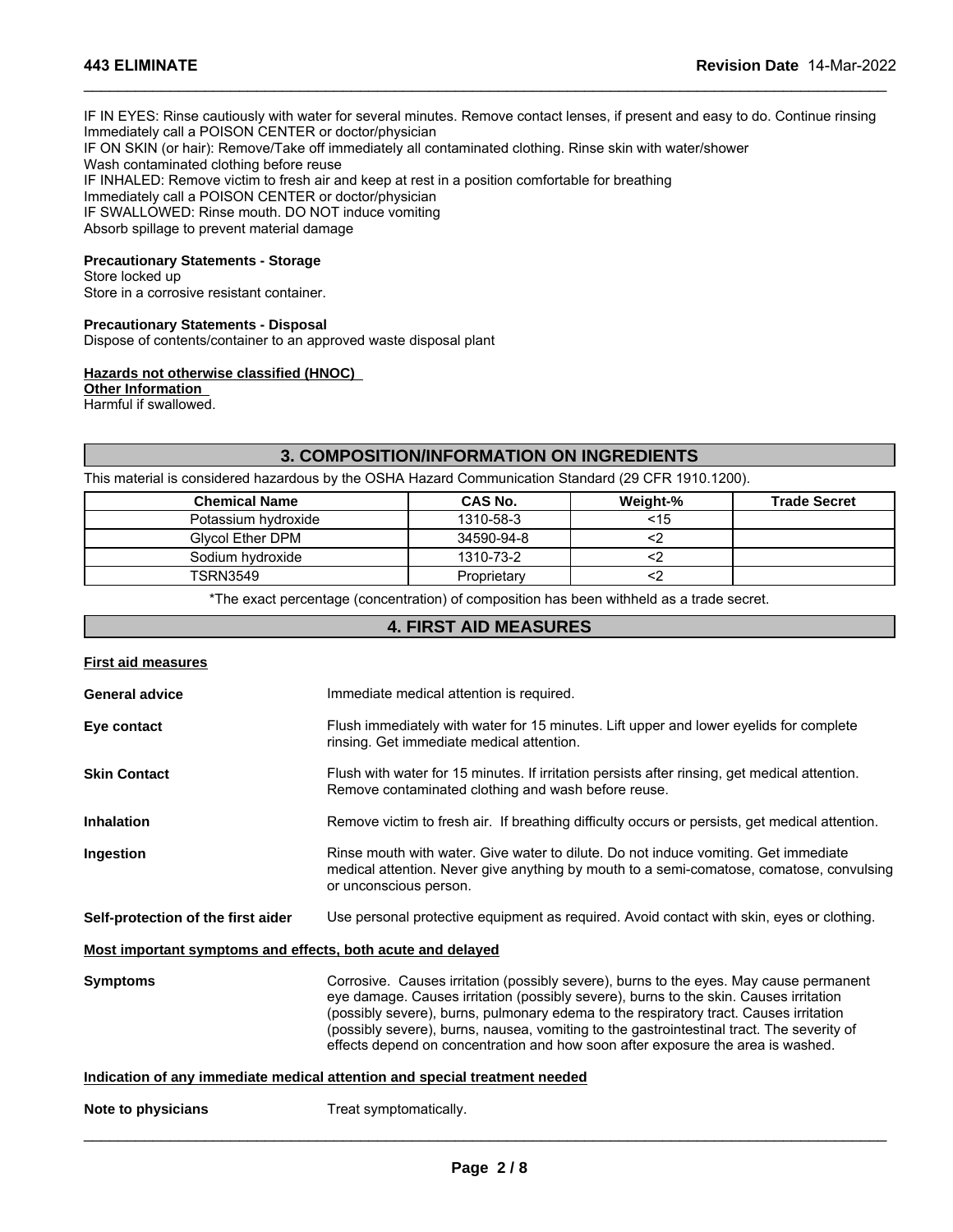IF IN EYES: Rinse cautiously with water for several minutes. Remove contact lenses, if present and easy to do. Continue rinsing
Immediately call a POISON CENTER or doctor/physician
IF ON SKIN (or hair): Remove/Take off immediately all contaminated clothing. Rinse skin with water/shower
Wash contaminated clothing before reuse
IF INHALED: Remove victim to fresh air and keep at rest in a position comfortable for breathing
Immediately call a POISON CENTER or doctor/physician
IF SWALLOWED: Rinse mouth. DO NOT induce vomiting
Absorb spillage to prevent material damage

**Precautionary Statements - Storage**
Store locked up
Store in a corrosive resistant container.

**Precautionary Statements - Disposal**
Dispose of contents/container to an approved waste disposal plant

**Hazards not otherwise classified (HNOC)**
**Other Information**
Harmful if swallowed.

## 3. COMPOSITION/INFORMATION ON INGREDIENTS

This material is considered hazardous by the OSHA Hazard Communication Standard (29 CFR 1910.1200).

| Chemical Name | CAS No. | Weight-% | Trade Secret |
|---|---|---|---|
| Potassium hydroxide | 1310-58-3 | <15 | |
| Glycol Ether DPM | 34590-94-8 | <2 | |
| Sodium hydroxide | 1310-73-2 | <2 | |
| TSRN3549 | Proprietary | <2 | |

*The exact percentage (concentration) of composition has been withheld as a trade secret.

## 4. FIRST AID MEASURES

**First aid measures**

**General advice** Immediate medical attention is required.

**Eye contact** Flush immediately with water for 15 minutes. Lift upper and lower eyelids for complete rinsing. Get immediate medical attention.

**Skin Contact** Flush with water for 15 minutes. If irritation persists after rinsing, get medical attention. Remove contaminated clothing and wash before reuse.

**Inhalation** Remove victim to fresh air. If breathing difficulty occurs or persists, get medical attention.

**Ingestion** Rinse mouth with water. Give water to dilute. Do not induce vomiting. Get immediate medical attention. Never give anything by mouth to a semi-comatose, comatose, convulsing or unconscious person.

**Self-protection of the first aider** Use personal protective equipment as required. Avoid contact with skin, eyes or clothing.

**Most important symptoms and effects, both acute and delayed**

**Symptoms** Corrosive. Causes irritation (possibly severe), burns to the eyes. May cause permanent eye damage. Causes irritation (possibly severe), burns to the skin. Causes irritation (possibly severe), burns, pulmonary edema to the respiratory tract. Causes irritation (possibly severe), burns, nausea, vomiting to the gastrointestinal tract. The severity of effects depend on concentration and how soon after exposure the area is washed.

**Indication of any immediate medical attention and special treatment needed**

**Note to physicians** Treat symptomatically.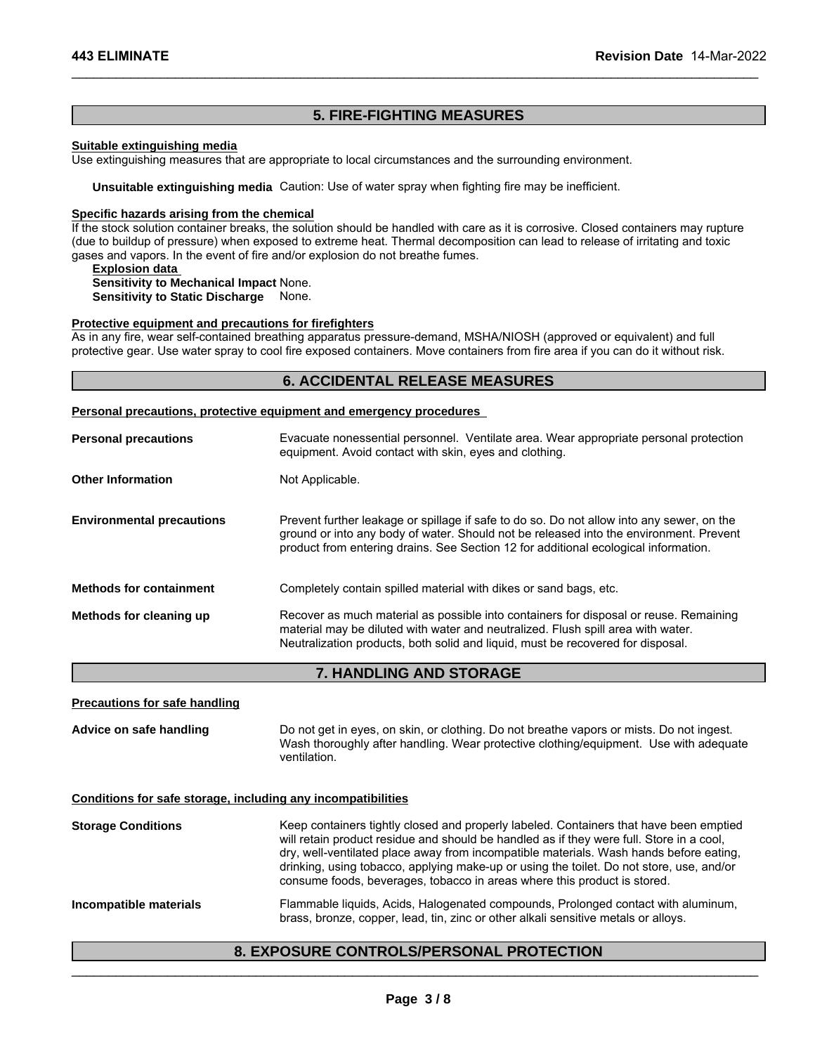## 5. FIRE-FIGHTING MEASURES

**Suitable extinguishing media**

Use extinguishing measures that are appropriate to local circumstances and the surrounding environment.

**Unsuitable extinguishing media** Caution: Use of water spray when fighting fire may be inefficient.

**Specific hazards arising from the chemical**

If the stock solution container breaks, the solution should be handled with care as it is corrosive. Closed containers may rupture (due to buildup of pressure) when exposed to extreme heat. Thermal decomposition can lead to release of irritating and toxic gases and vapors. In the event of fire and/or explosion do not breathe fumes.

**Explosion data**

**Sensitivity to Mechanical Impact** None.

**Sensitivity to Static Discharge** None.

**Protective equipment and precautions for firefighters**

As in any fire, wear self-contained breathing apparatus pressure-demand, MSHA/NIOSH (approved or equivalent) and full protective gear. Use water spray to cool fire exposed containers. Move containers from fire area if you can do it without risk.

## 6. ACCIDENTAL RELEASE MEASURES

**Personal precautions, protective equipment and emergency procedures**

**Personal precautions** Evacuate nonessential personnel. Ventilate area. Wear appropriate personal protection equipment. Avoid contact with skin, eyes and clothing.

**Other Information** Not Applicable.

**Environmental precautions** Prevent further leakage or spillage if safe to do so. Do not allow into any sewer, on the ground or into any body of water. Should not be released into the environment. Prevent product from entering drains. See Section 12 for additional ecological information.

**Methods for containment** Completely contain spilled material with dikes or sand bags, etc.

**Methods for cleaning up** Recover as much material as possible into containers for disposal or reuse. Remaining material may be diluted with water and neutralized. Flush spill area with water. Neutralization products, both solid and liquid, must be recovered for disposal.

## 7. HANDLING AND STORAGE

**Precautions for safe handling**

**Advice on safe handling** Do not get in eyes, on skin, or clothing. Do not breathe vapors or mists. Do not ingest. Wash thoroughly after handling. Wear protective clothing/equipment. Use with adequate ventilation.

**Conditions for safe storage, including any incompatibilities**

**Storage Conditions** Keep containers tightly closed and properly labeled. Containers that have been emptied will retain product residue and should be handled as if they were full. Store in a cool, dry, well-ventilated place away from incompatible materials. Wash hands before eating, drinking, using tobacco, applying make-up or using the toilet. Do not store, use, and/or consume foods, beverages, tobacco in areas where this product is stored.

**Incompatible materials** Flammable liquids, Acids, Halogenated compounds, Prolonged contact with aluminum, brass, bronze, copper, lead, tin, zinc or other alkali sensitive metals or alloys.

## 8. EXPOSURE CONTROLS/PERSONAL PROTECTION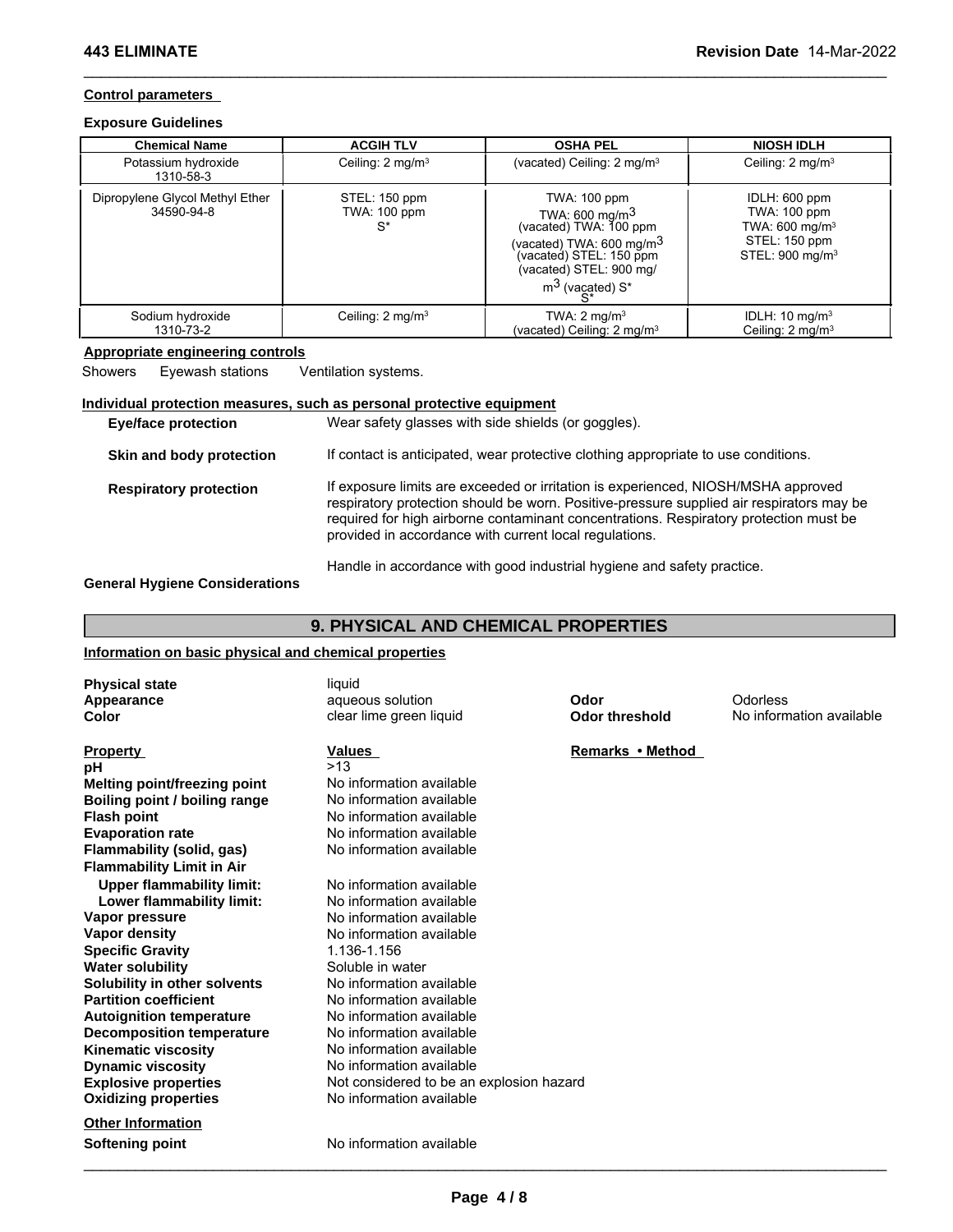**Control parameters**

**Exposure Guidelines**

| Chemical Name | ACGIH TLV | OSHA PEL | NIOSH IDLH |
|---|---|---|---|
| Potassium hydroxide 1310-58-3 | Ceiling: 2 mg/m³ | (vacated) Ceiling: 2 mg/m³ | Ceiling: 2 mg/m³ |
| Dipropylene Glycol Methyl Ether 34590-94-8 | STEL: 150 ppm<br>TWA: 100 ppm<br>S* | TWA: 100 ppm<br>TWA: 600 mg/m³<br>(vacated) TWA: 100 ppm<br>(vacated) TWA: 600 mg/m³<br>(vacated) STEL: 150 ppm<br>(vacated) STEL: 900 mg/m³ (vacated) S*<br>S* | IDLH: 600 ppm<br>TWA: 100 ppm<br>TWA: 600 mg/m³<br>STEL: 150 ppm<br>STEL: 900 mg/m³ |
| Sodium hydroxide 1310-73-2 | Ceiling: 2 mg/m³ | TWA: 2 mg/m³<br>(vacated) Ceiling: 2 mg/m³ | IDLH: 10 mg/m³<br>Ceiling: 2 mg/m³ |

**Appropriate engineering controls**

Showers Eyewash stations Ventilation systems.

**Individual protection measures, such as personal protective equipment**

**Eye/face protection** Wear safety glasses with side shields (or goggles).

**Skin and body protection** If contact is anticipated, wear protective clothing appropriate to use conditions.

**Respiratory protection** If exposure limits are exceeded or irritation is experienced, NIOSH/MSHA approved respiratory protection should be worn. Positive-pressure supplied air respirators may be required for high airborne contaminant concentrations. Respiratory protection must be provided in accordance with current local regulations.

**General Hygiene Considerations** Handle in accordance with good industrial hygiene and safety practice.

## 9. PHYSICAL AND CHEMICAL PROPERTIES

**Information on basic physical and chemical properties**

**Physical state** liquid
**Appearance** aqueous solution
**Color** clear lime green liquid
**Odor** Odorless
**Odor threshold** No information available

| Property | Values | Remarks • Method |
|---|---|---|
| **pH** | >13 | |
| **Melting point/freezing point** | No information available | |
| **Boiling point / boiling range** | No information available | |
| **Flash point** | No information available | |
| **Evaporation rate** | No information available | |
| **Flammability (solid, gas)** | No information available | |
| **Flammability Limit in Air** | | |
| **Upper flammability limit:** | No information available | |
| **Lower flammability limit:** | No information available | |
| **Vapor pressure** | No information available | |
| **Vapor density** | No information available | |
| **Specific Gravity** | 1.136-1.156 | |
| **Water solubility** | Soluble in water | |
| **Solubility in other solvents** | No information available | |
| **Partition coefficient** | No information available | |
| **Autoignition temperature** | No information available | |
| **Decomposition temperature** | No information available | |
| **Kinematic viscosity** | No information available | |
| **Dynamic viscosity** | No information available | |
| **Explosive properties** | Not considered to be an explosion hazard | |
| **Oxidizing properties** | No information available | |

**Other Information**

**Softening point** No information available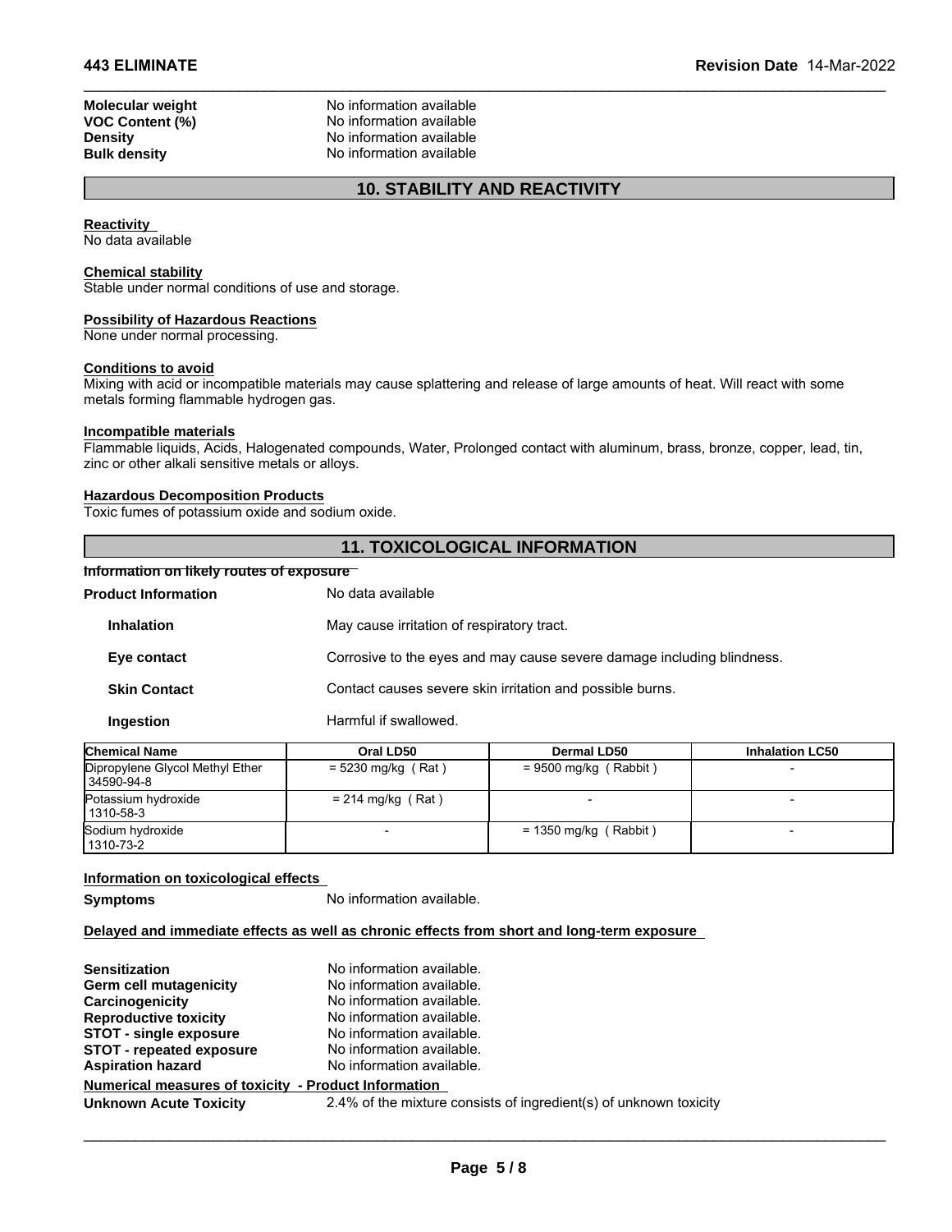| | |
|---|---|
| **Molecular weight** | No information available |
| **VOC Content (%)** | No information available |
| **Density** | No information available |
| **Bulk density** | No information available |

## 10. STABILITY AND REACTIVITY

**Reactivity**
No data available

**Chemical stability**
Stable under normal conditions of use and storage.

**Possibility of Hazardous Reactions**
None under normal processing.

**Conditions to avoid**
Mixing with acid or incompatible materials may cause splattering and release of large amounts of heat. Will react with some metals forming flammable hydrogen gas.

**Incompatible materials**
Flammable liquids, Acids, Halogenated compounds, Water, Prolonged contact with aluminum, brass, bronze, copper, lead, tin, zinc or other alkali sensitive metals or alloys.

**Hazardous Decomposition Products**
Toxic fumes of potassium oxide and sodium oxide.

## 11. TOXICOLOGICAL INFORMATION

**Information on likely routes of exposure**

| | |
|---|---|
| **Product Information** | No data available |
| **Inhalation** | May cause irritation of respiratory tract. |
| **Eye contact** | Corrosive to the eyes and may cause severe damage including blindness. |
| **Skin Contact** | Contact causes severe skin irritation and possible burns. |
| **Ingestion** | Harmful if swallowed. |

| Chemical Name | Oral LD50 | Dermal LD50 | Inhalation LC50 |
|---|---|---|---|
| Dipropylene Glycol Methyl Ether 34590-94-8 | = 5230 mg/kg ( Rat ) | = 9500 mg/kg ( Rabbit ) | - |
| Potassium hydroxide 1310-58-3 | = 214 mg/kg ( Rat ) | - | - |
| Sodium hydroxide 1310-73-2 | - | = 1350 mg/kg ( Rabbit ) | - |

**Information on toxicological effects**

**Symptoms** No information available.

**Delayed and immediate effects as well as chronic effects from short and long-term exposure**

| | |
|---|---|
| **Sensitization** | No information available. |
| **Germ cell mutagenicity** | No information available. |
| **Carcinogenicity** | No information available. |
| **Reproductive toxicity** | No information available. |
| **STOT - single exposure** | No information available. |
| **STOT - repeated exposure** | No information available. |
| **Aspiration hazard** | No information available. |

**Numerical measures of toxicity - Product Information**

**Unknown Acute Toxicity** 2.4% of the mixture consists of ingredient(s) of unknown toxicity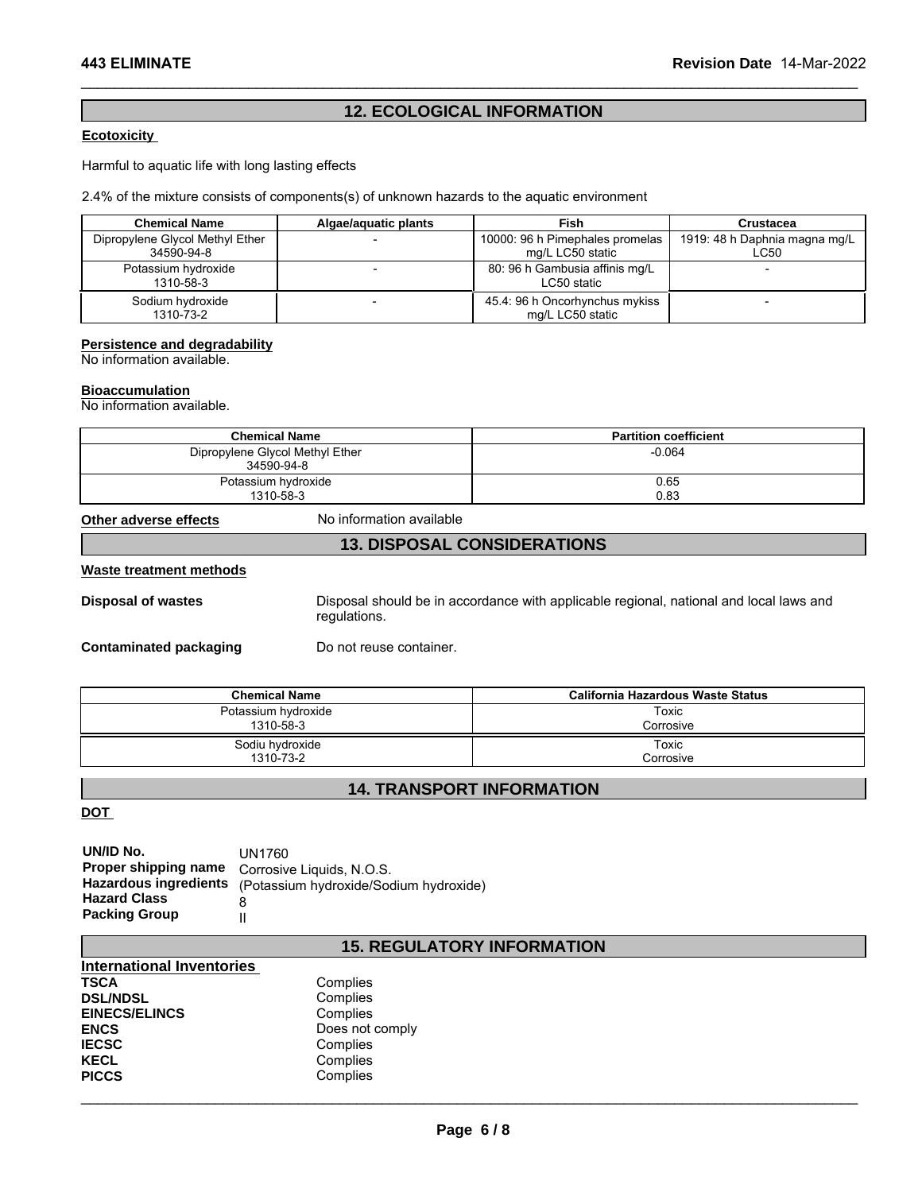## 12. ECOLOGICAL INFORMATION

**Ecotoxicity**

Harmful to aquatic life with long lasting effects

2.4% of the mixture consists of components(s) of unknown hazards to the aquatic environment

| Chemical Name | Algae/aquatic plants | Fish | Crustacea |
|---|---|---|---|
| Dipropylene Glycol Methyl Ether 34590-94-8 | - | 10000: 96 h Pimephales promelas mg/L LC50 static | 1919: 48 h Daphnia magna mg/L LC50 |
| Potassium hydroxide 1310-58-3 | - | 80: 96 h Gambusia affinis mg/L LC50 static | - |
| Sodium hydroxide 1310-73-2 | - | 45.4: 96 h Oncorhynchus mykiss mg/L LC50 static | - |

**Persistence and degradability**
No information available.

**Bioaccumulation**
No information available.

| Chemical Name | Partition coefficient |
|---|---|
| Dipropylene Glycol Methyl Ether 34590-94-8 | -0.064 |
| Potassium hydroxide 1310-58-3 | 0.65 0.83 |

**Other adverse effects** No information available

## 13. DISPOSAL CONSIDERATIONS

**Waste treatment methods**

**Disposal of wastes** Disposal should be in accordance with applicable regional, national and local laws and regulations.

**Contaminated packaging** Do not reuse container.

| Chemical Name | California Hazardous Waste Status |
|---|---|
| Potassium hydroxide 1310-58-3 | Toxic Corrosive |
| Sodiu hydroxide 1310-73-2 | Toxic Corrosive |

## 14. TRANSPORT INFORMATION

**DOT**

**UN/ID No.** UN1760
**Proper shipping name** Corrosive Liquids, N.O.S.
**Hazardous ingredients** (Potassium hydroxide/Sodium hydroxide)
**Hazard Class** 8
**Packing Group** II

## 15. REGULATORY INFORMATION

**International Inventories**

**TSCA** Complies
**DSL/NDSL** Complies
**EINECS/ELINCS** Complies
**ENCS** Does not comply
**IECSC** Complies
**KECL** Complies
**PICCS** Complies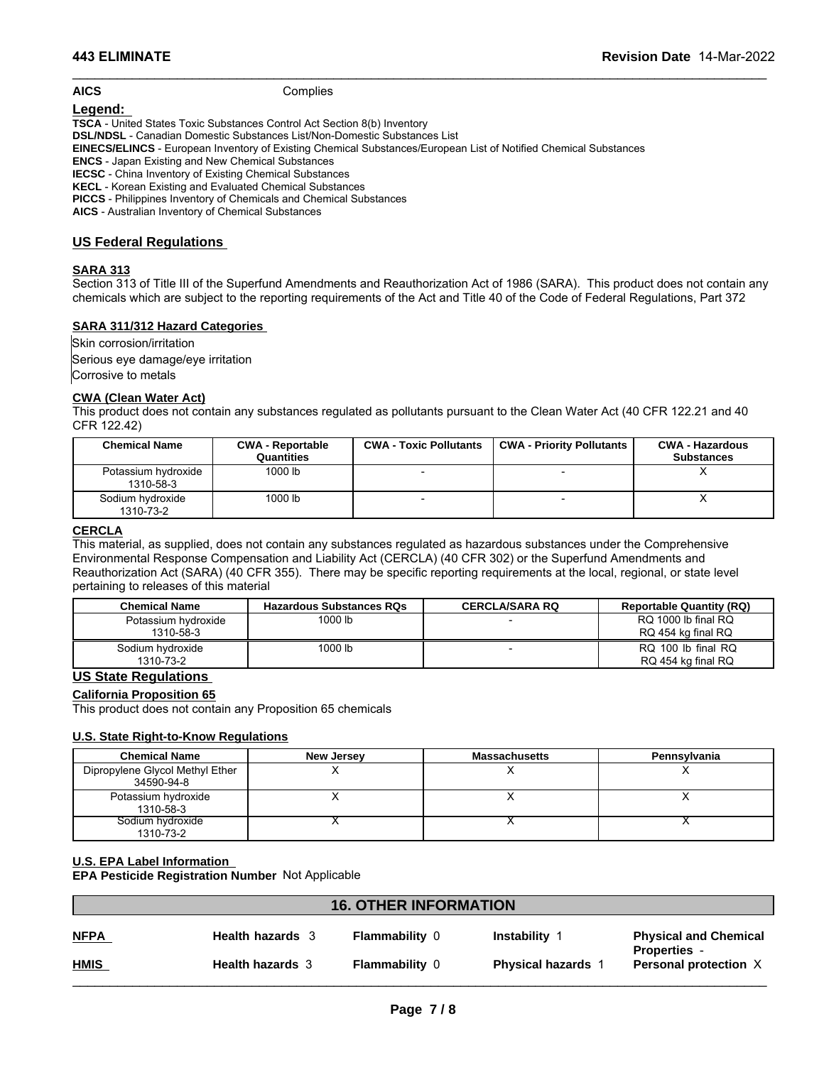| AICS | Complies |
|---|---|

**Legend:**

**TSCA** - United States Toxic Substances Control Act Section 8(b) Inventory
**DSL/NDSL** - Canadian Domestic Substances List/Non-Domestic Substances List
**EINECS/ELINCS** - European Inventory of Existing Chemical Substances/European List of Notified Chemical Substances
**ENCS** - Japan Existing and New Chemical Substances
**IECSC** - China Inventory of Existing Chemical Substances
**KECL** - Korean Existing and Evaluated Chemical Substances
**PICCS** - Philippines Inventory of Chemicals and Chemical Substances
**AICS** - Australian Inventory of Chemical Substances

## US Federal Regulations

### SARA 313

Section 313 of Title III of the Superfund Amendments and Reauthorization Act of 1986 (SARA). This product does not contain any chemicals which are subject to the reporting requirements of the Act and Title 40 of the Code of Federal Regulations, Part 372

### SARA 311/312 Hazard Categories

Skin corrosion/irritation
Serious eye damage/eye irritation
Corrosive to metals

### CWA (Clean Water Act)

This product does not contain any substances regulated as pollutants pursuant to the Clean Water Act (40 CFR 122.21 and 40 CFR 122.42)

| Chemical Name | CWA - Reportable Quantities | CWA - Toxic Pollutants | CWA - Priority Pollutants | CWA - Hazardous Substances |
|---|---|---|---|---|
| Potassium hydroxide 1310-58-3 | 1000 lb | - | - | X |
| Sodium hydroxide 1310-73-2 | 1000 lb | - | - | X |

### CERCLA

This material, as supplied, does not contain any substances regulated as hazardous substances under the Comprehensive Environmental Response Compensation and Liability Act (CERCLA) (40 CFR 302) or the Superfund Amendments and Reauthorization Act (SARA) (40 CFR 355). There may be specific reporting requirements at the local, regional, or state level pertaining to releases of this material

| Chemical Name | Hazardous Substances RQs | CERCLA/SARA RQ | Reportable Quantity (RQ) |
|---|---|---|---|
| Potassium hydroxide 1310-58-3 | 1000 lb | - | RQ 1000 lb final RQ RQ 454 kg final RQ |
| Sodium hydroxide 1310-73-2 | 1000 lb | - | RQ 100 lb final RQ RQ 454 kg final RQ |

## US State Regulations

### California Proposition 65

This product does not contain any Proposition 65 chemicals

### U.S. State Right-to-Know Regulations

| Chemical Name | New Jersey | Massachusetts | Pennsylvania |
|---|---|---|---|
| Dipropylene Glycol Methyl Ether 34590-94-8 | X | X | X |
| Potassium hydroxide 1310-58-3 | X | X | X |
| Sodium hydroxide 1310-73-2 | X | X | X |

### U.S. EPA Label Information

**EPA Pesticide Registration Number** Not Applicable

## 16. OTHER INFORMATION

| | | | | |
|---|---|---|---|---|
| **NFPA** | **Health hazards** 3 | **Flammability** 0 | **Instability** 1 | **Physical and Chemical Properties** - |
| **HMIS** | **Health hazards** 3 | **Flammability** 0 | **Physical hazards** 1 | **Personal protection** X |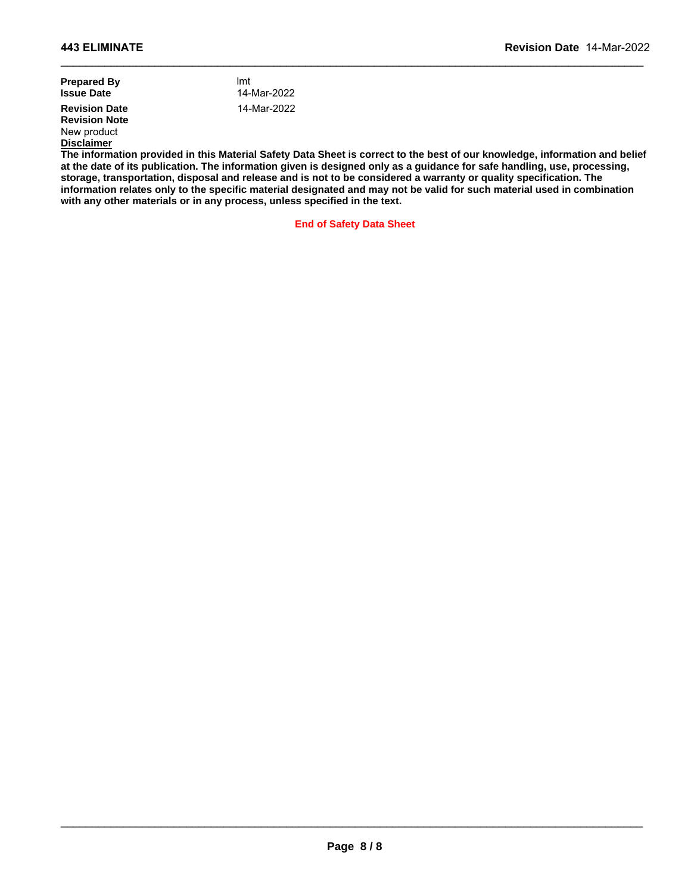**Prepared By** lmt
**Issue Date** 14-Mar-2022

**Revision Date** 14-Mar-2022
**Revision Note**
New product

**Disclaimer**

**The information provided in this Material Safety Data Sheet is correct to the best of our knowledge, information and belief at the date of its publication. The information given is designed only as a guidance for safe handling, use, processing, storage, transportation, disposal and release and is not to be considered a warranty or quality specification. The information relates only to the specific material designated and may not be valid for such material used in combination with any other materials or in any process, unless specified in the text.**

**End of Safety Data Sheet**